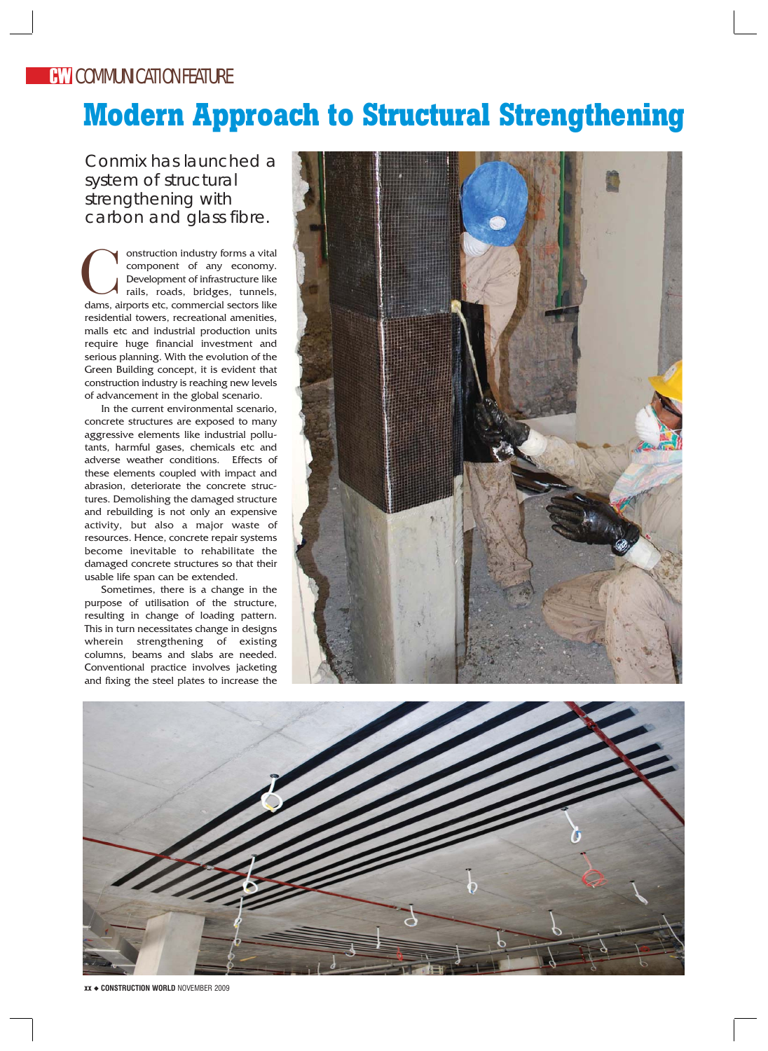CW COMMUNICATION FEATURE

# Modern Approach to Structural Strengthening

Conmix has launched a system of structural strengthening with carbon and glass fibre.

Construction industry forms a vital component of any economy. Development of infrastructure like rails, roads, bridges, tunnels, dams, airports etc, commercial sectors like residential towers, recreational amenities, malls etc and industrial production units require huge financial investment and serious planning. With the evolution of the Green Building concept, it is evident that construction industry is reaching new levels of advancement in the global scenario.

In the current environmental scenario, concrete structures are exposed to many aggressive elements like industrial pollutants, harmful gases, chemicals etc and adverse weather conditions. Effects of these elements coupled with impact and abrasion, deteriorate the concrete structures. Demolishing the damaged structure and rebuilding is not only an expensive activity, but also a major waste of resources. Hence, concrete repair systems become inevitable to rehabilitate the damaged concrete structures so that their usable life span can be extended.

Sometimes, there is a change in the purpose of utilisation of the structure, resulting in change of loading pattern. This in turn necessitates change in designs wherein strengthening of existing columns, beams and slabs are needed. Conventional practice involves jacketing and fixing the steel plates to increase the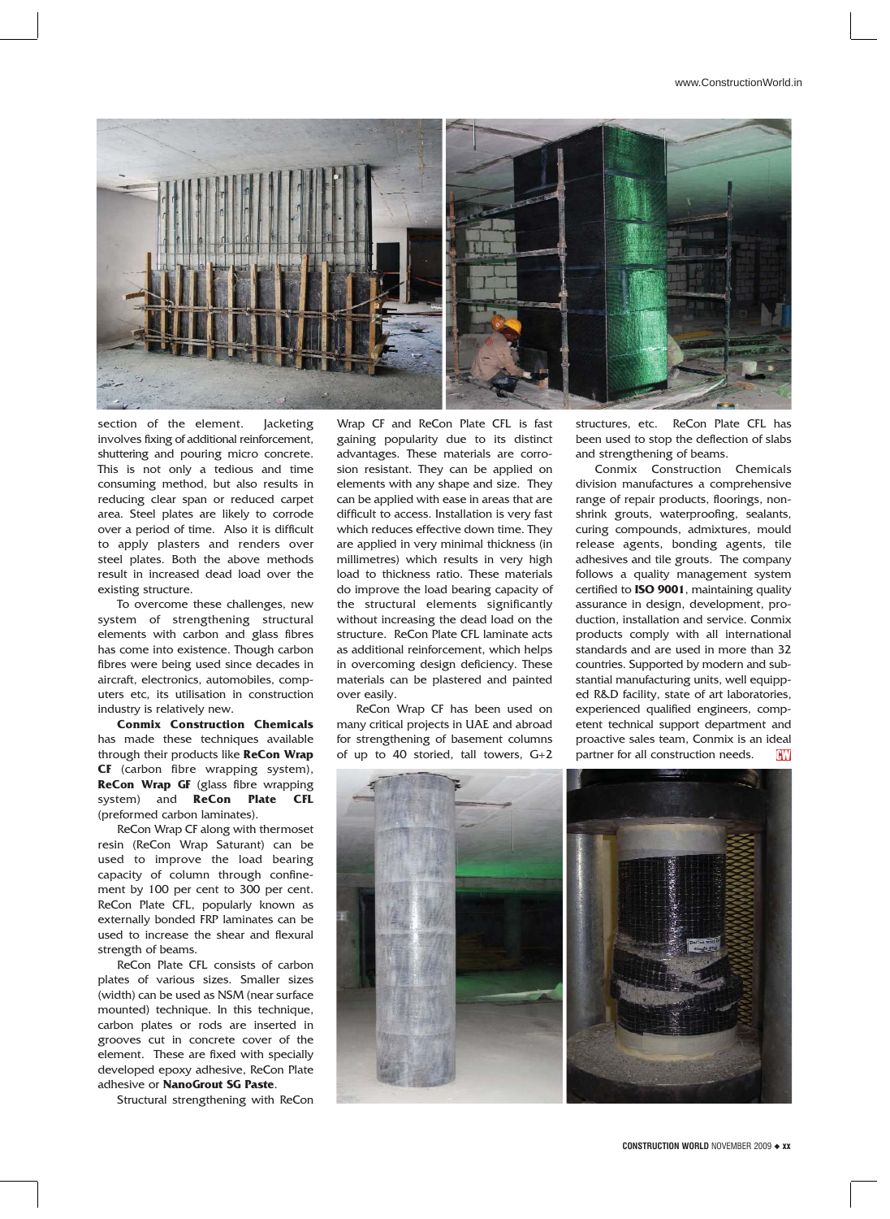section of the element. Jacketing involves fixing of additional reinforcement, shuttering and pouring micro concrete. This is not only a tedious and time consuming method, but also results in reducing clear span or reduced carpet area. Steel plates are likely to corrode over a period of time. Also it is difficult to apply plasters and renders over steel plates. Both the above methods result in increased dead load over the existing structure.

To overcome these challenges, new system of strengthening structural elements with carbon and glass fibres has come into existence. Though carbon fibres were being used since decades in aircraft, electronics, automobiles, computers etc, its utilisation in construction industry is relatively new.

**Conmix Construction Chemicals** has made these techniques available through their products like **ReCon Wrap CF** (carbon fibre wrapping system), **ReCon Wrap GF** (glass fibre wrapping system) and **ReCon Plate CFL** (preformed carbon laminates).

ReCon Wrap CF along with thermoset resin (ReCon Wrap Saturant) can be used to improve the load bearing capacity of column through confinement by 100 per cent to 300 per cent. ReCon Plate CFL, popularly known as externally bonded FRP laminates can be used to increase the shear and flexural strength of beams.

ReCon Plate CFL consists of carbon plates of various sizes. Smaller sizes (width) can be used as NSM (near surface mounted) technique. In this technique, carbon plates or rods are inserted in grooves cut in concrete cover of the element. These are fixed with specially developed epoxy adhesive, ReCon Plate adhesive or **NanoGrout SG Paste**.

Structural strengthening with ReCon Wrap CF and ReCon Plate CFL is fast gaining popularity due to its distinct advantages. These materials are corrosion resistant. They can be applied on elements with any shape and size. They can be applied with ease in areas that are difficult to access. Installation is very fast which reduces effective down time. They are applied in very minimal thickness (in millimetres) which results in very high load to thickness ratio. These materials do improve the load bearing capacity of the structural elements significantly without increasing the dead load on the structure. ReCon Plate CFL laminate acts as additional reinforcement, which helps in overcoming design deficiency. These materials can be plastered and painted over easily.

ReCon Wrap CF has been used on many critical projects in UAE and abroad for strengthening of basement columns of up to 40 storied, tall towers, G+2 structures, etc. ReCon Plate CFL has been used to stop the deflection of slabs and strengthening of beams.

Conmix Construction Chemicals division manufactures a comprehensive range of repair products, floorings, non-shrink grouts, waterproofing, sealants, curing compounds, admixtures, mould release agents, bonding agents, tile adhesives and tile grouts. The company follows a quality management system certified to **ISO 9001**, maintaining quality assurance in design, development, production, installation and service. Conmix products comply with all international standards and are used in more than 32 countries. Supported by modern and substantial manufacturing units, well equipped R&D facility, state of art laboratories, experienced qualified engineers, competent technical support department and proactive sales team, Conmix is an ideal partner for all construction needs.